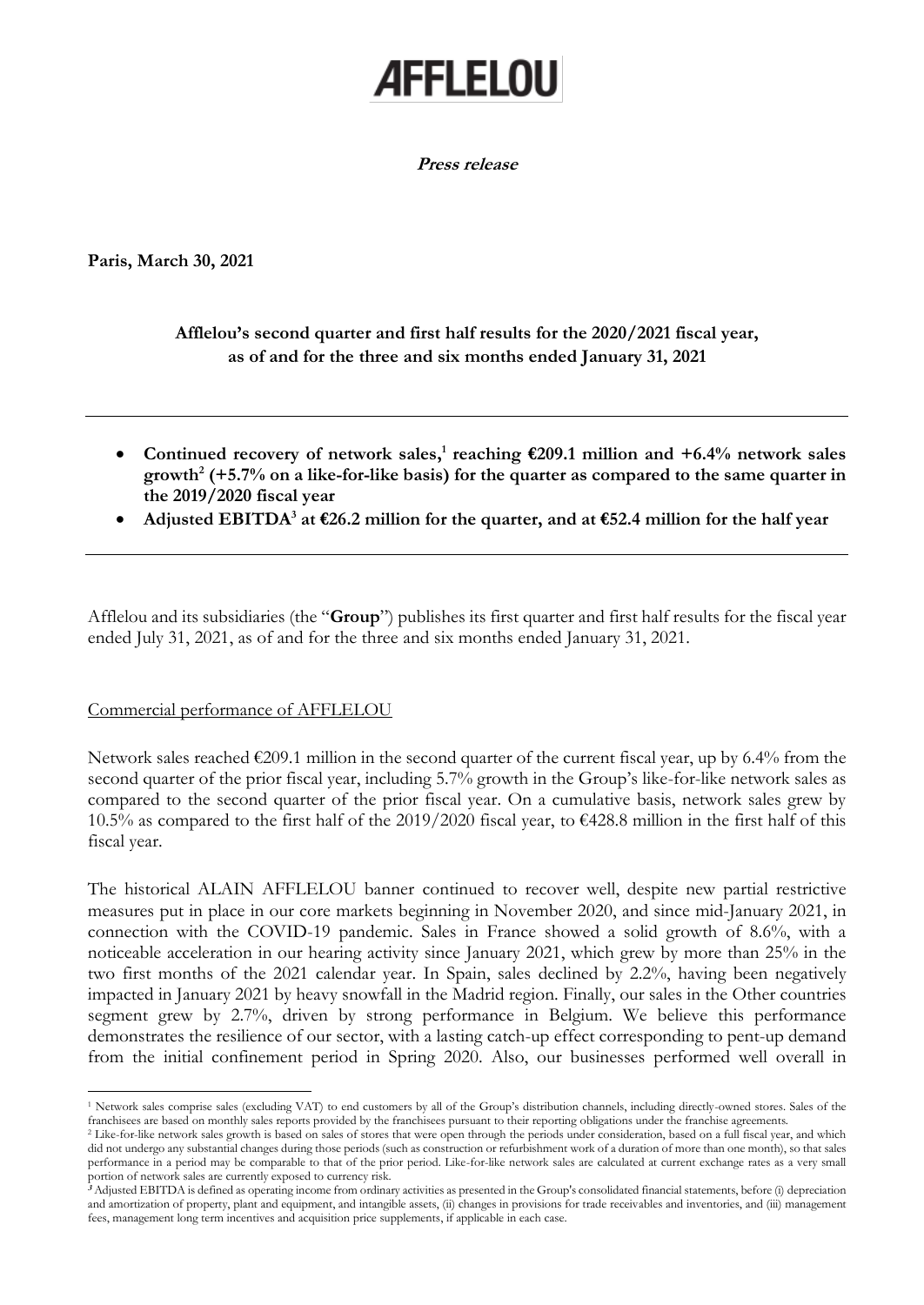# AFFLELOU

**Press release**

**Paris, March 30, 2021**

**Afflelou's second quarter and first half results for the 2020/2021 fiscal year, as of and for the three and six months ended January 31, 2021**

---

- **Continued recovery of network sales,[1] reaching €209.1 million and +6.4% network sales growth[2] (+5.7% on a like-for-like basis) for the quarter as compared to the same quarter in the 2019/2020 fiscal year**
- **Adjusted EBITDA[3] at €26.2 million for the quarter, and at €52.4 million for the half year**

---

Afflelou and its subsidiaries (the "**Group**") publishes its first quarter and first half results for the fiscal year ended July 31, 2021, as of and for the three and six months ended January 31, 2021.

Commercial performance of AFFLELOU

Network sales reached €209.1 million in the second quarter of the current fiscal year, up by 6.4% from the second quarter of the prior fiscal year, including 5.7% growth in the Group's like-for-like network sales as compared to the second quarter of the prior fiscal year. On a cumulative basis, network sales grew by 10.5% as compared to the first half of the 2019/2020 fiscal year, to €428.8 million in the first half of this fiscal year.

The historical ALAIN AFFLELOU banner continued to recover well, despite new partial restrictive measures put in place in our core markets beginning in November 2020, and since mid-January 2021, in connection with the COVID-19 pandemic. Sales in France showed a solid growth of 8.6%, with a noticeable acceleration in our hearing activity since January 2021, which grew by more than 25% in the two first months of the 2021 calendar year. In Spain, sales declined by 2.2%, having been negatively impacted in January 2021 by heavy snowfall in the Madrid region. Finally, our sales in the Other countries segment grew by 2.7%, driven by strong performance in Belgium. We believe this performance demonstrates the resilience of our sector, with a lasting catch-up effect corresponding to pent-up demand from the initial confinement period in Spring 2020. Also, our businesses performed well overall in

---

[1] Network sales comprise sales (excluding VAT) to end customers by all of the Group's distribution channels, including directly-owned stores. Sales of the franchisees are based on monthly sales reports provided by the franchisees pursuant to their reporting obligations under the franchise agreements.

[2] Like-for-like network sales growth is based on sales of stores that were open through the periods under consideration, based on a full fiscal year, and which did not undergo any substantial changes during those periods (such as construction or refurbishment work of a duration of more than one month), so that sales performance in a period may be comparable to that of the prior period. Like-for-like network sales are calculated at current exchange rates as a very small portion of network sales are currently exposed to currency risk.

[3] Adjusted EBITDA is defined as operating income from ordinary activities as presented in the Group's consolidated financial statements, before (i) depreciation and amortization of property, plant and equipment, and intangible assets, (ii) changes in provisions for trade receivables and inventories, and (iii) management fees, management long term incentives and acquisition price supplements, if applicable in each case.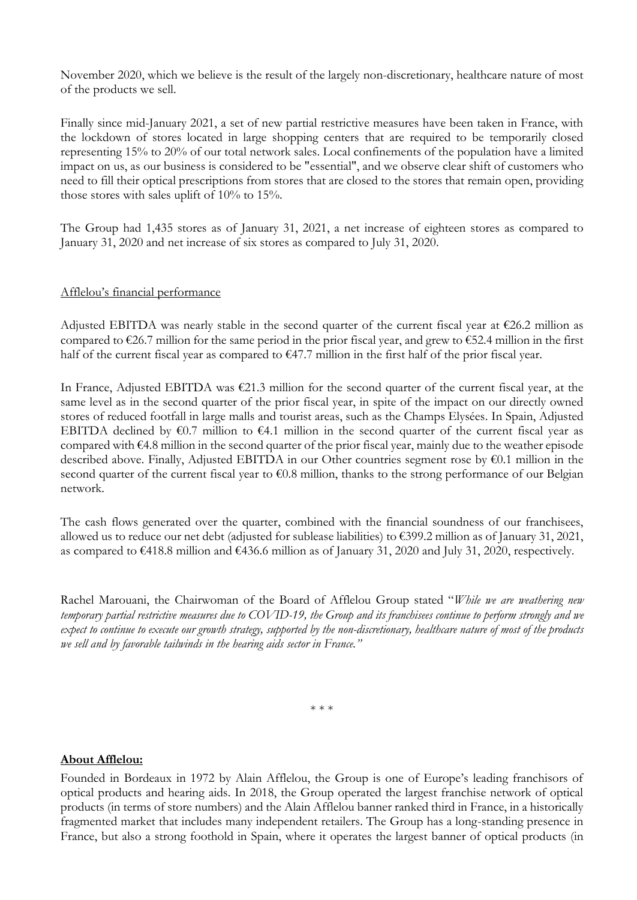November 2020, which we believe is the result of the largely non-discretionary, healthcare nature of most of the products we sell.

Finally since mid-January 2021, a set of new partial restrictive measures have been taken in France, with the lockdown of stores located in large shopping centers that are required to be temporarily closed representing 15% to 20% of our total network sales. Local confinements of the population have a limited impact on us, as our business is considered to be "essential", and we observe clear shift of customers who need to fill their optical prescriptions from stores that are closed to the stores that remain open, providing those stores with sales uplift of 10% to 15%.

The Group had 1,435 stores as of January 31, 2021, a net increase of eighteen stores as compared to January 31, 2020 and net increase of six stores as compared to July 31, 2020.

Afflelou's financial performance

Adjusted EBITDA was nearly stable in the second quarter of the current fiscal year at €26.2 million as compared to €26.7 million for the same period in the prior fiscal year, and grew to €52.4 million in the first half of the current fiscal year as compared to €47.7 million in the first half of the prior fiscal year.

In France, Adjusted EBITDA was €21.3 million for the second quarter of the current fiscal year, at the same level as in the second quarter of the prior fiscal year, in spite of the impact on our directly owned stores of reduced footfall in large malls and tourist areas, such as the Champs Elysées. In Spain, Adjusted EBITDA declined by €0.7 million to €4.1 million in the second quarter of the current fiscal year as compared with €4.8 million in the second quarter of the prior fiscal year, mainly due to the weather episode described above. Finally, Adjusted EBITDA in our Other countries segment rose by €0.1 million in the second quarter of the current fiscal year to €0.8 million, thanks to the strong performance of our Belgian network.

The cash flows generated over the quarter, combined with the financial soundness of our franchisees, allowed us to reduce our net debt (adjusted for sublease liabilities) to €399.2 million as of January 31, 2021, as compared to €418.8 million and €436.6 million as of January 31, 2020 and July 31, 2020, respectively.

Rachel Marouani, the Chairwoman of the Board of Afflelou Group stated "*While we are weathering new temporary partial restrictive measures due to COVID-19, the Group and its franchisees continue to perform strongly and we expect to continue to execute our growth strategy, supported by the non-discretionary, healthcare nature of most of the products we sell and by favorable tailwinds in the hearing aids sector in France.*"

\* \* \*

**About Afflelou:**

Founded in Bordeaux in 1972 by Alain Afflelou, the Group is one of Europe's leading franchisors of optical products and hearing aids. In 2018, the Group operated the largest franchise network of optical products (in terms of store numbers) and the Alain Afflelou banner ranked third in France, in a historically fragmented market that includes many independent retailers. The Group has a long-standing presence in France, but also a strong foothold in Spain, where it operates the largest banner of optical products (in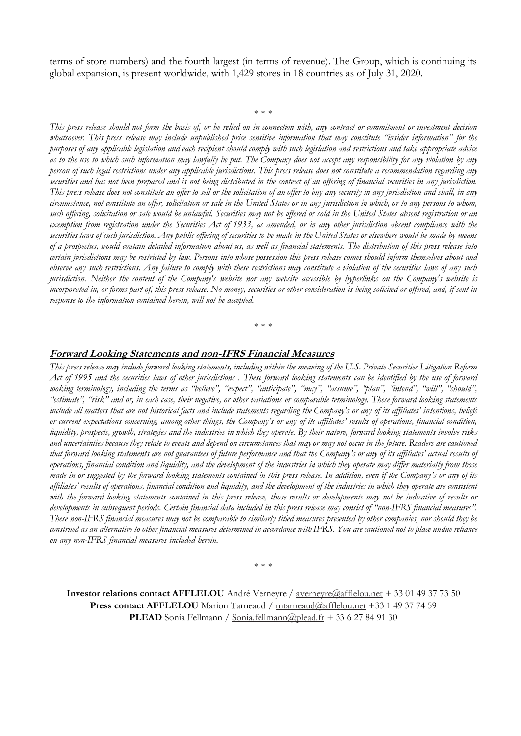terms of store numbers) and the fourth largest (in terms of revenue). The Group, which is continuing its global expansion, is present worldwide, with 1,429 stores in 18 countries as of July 31, 2020.

\* \* \*

*This press release should not form the basis of, or be relied on in connection with, any contract or commitment or investment decision whatsoever. This press release may include unpublished price sensitive information that may constitute "insider information" for the purposes of any applicable legislation and each recipient should comply with such legislation and restrictions and take appropriate advice as to the use to which such information may lawfully be put. The Company does not accept any responsibility for any violation by any person of such legal restrictions under any applicable jurisdictions. This press release does not constitute a recommendation regarding any securities and has not been prepared and is not being distributed in the context of an offering of financial securities in any jurisdiction. This press release does not constitute an offer to sell or the solicitation of an offer to buy any security in any jurisdiction and shall, in any circumstance, not constitute an offer, solicitation or sale in the United States or in any jurisdiction in which, or to any persons to whom, such offering, solicitation or sale would be unlawful. Securities may not be offered or sold in the United States absent registration or an exemption from registration under the Securities Act of 1933, as amended, or in any other jurisdiction absent compliance with the securities laws of such jurisdiction. Any public offering of securities to be made in the United States or elsewhere would be made by means of a prospectus, would contain detailed information about us, as well as financial statements. The distribution of this press release into certain jurisdictions may be restricted by law. Persons into whose possession this press release comes should inform themselves about and observe any such restrictions. Any failure to comply with these restrictions may constitute a violation of the securities laws of any such jurisdiction. Neither the content of the Company's website nor any website accessible by hyperlinks on the Company's website is incorporated in, or forms part of, this press release. No money, securities or other consideration is being solicited or offered, and, if sent in response to the information contained herein, will not be accepted.*

\* \* \*

## Forward Looking Statements and non-IFRS Financial Measures

*This press release may include forward looking statements, including within the meaning of the U.S. Private Securities Litigation Reform Act of 1995 and the securities laws of other jurisdictions . These forward looking statements can be identified by the use of forward looking terminology, including the terms as "believe", "expect", "anticipate", "may", "assume", "plan", "intend", "will", "should", "estimate", "risk" and or, in each case, their negative, or other variations or comparable terminology. These forward looking statements include all matters that are not historical facts and include statements regarding the Company's or any of its affiliates' intentions, beliefs or current expectations concerning, among other things, the Company's or any of its affiliates' results of operations, financial condition, liquidity, prospects, growth, strategies and the industries in which they operate. By their nature, forward looking statements involve risks and uncertainties because they relate to events and depend on circumstances that may or may not occur in the future. Readers are cautioned that forward looking statements are not guarantees of future performance and that the Company's or any of its affiliates' actual results of operations, financial condition and liquidity, and the development of the industries in which they operate may differ materially from those made in or suggested by the forward looking statements contained in this press release. In addition, even if the Company's or any of its affiliates' results of operations, financial condition and liquidity, and the development of the industries in which they operate are consistent with the forward looking statements contained in this press release, those results or developments may not be indicative of results or developments in subsequent periods. Certain financial data included in this press release may consist of "non-IFRS financial measures". These non-IFRS financial measures may not be comparable to similarly titled measures presented by other companies, nor should they be construed as an alternative to other financial measures determined in accordance with IFRS. You are cautioned not to place undue reliance on any non-IFRS financial measures included herein.*

\* \* \*

**Investor relations contact AFFLELOU** André Verneyre / averneyre@afflelou.net + 33 01 49 37 73 50
**Press contact AFFLELOU** Marion Tarneaud / mtarneaud@afflelou.net +33 1 49 37 74 59
**PLEAD** Sonia Fellmann / Sonia.fellmann@plead.fr + 33 6 27 84 91 30